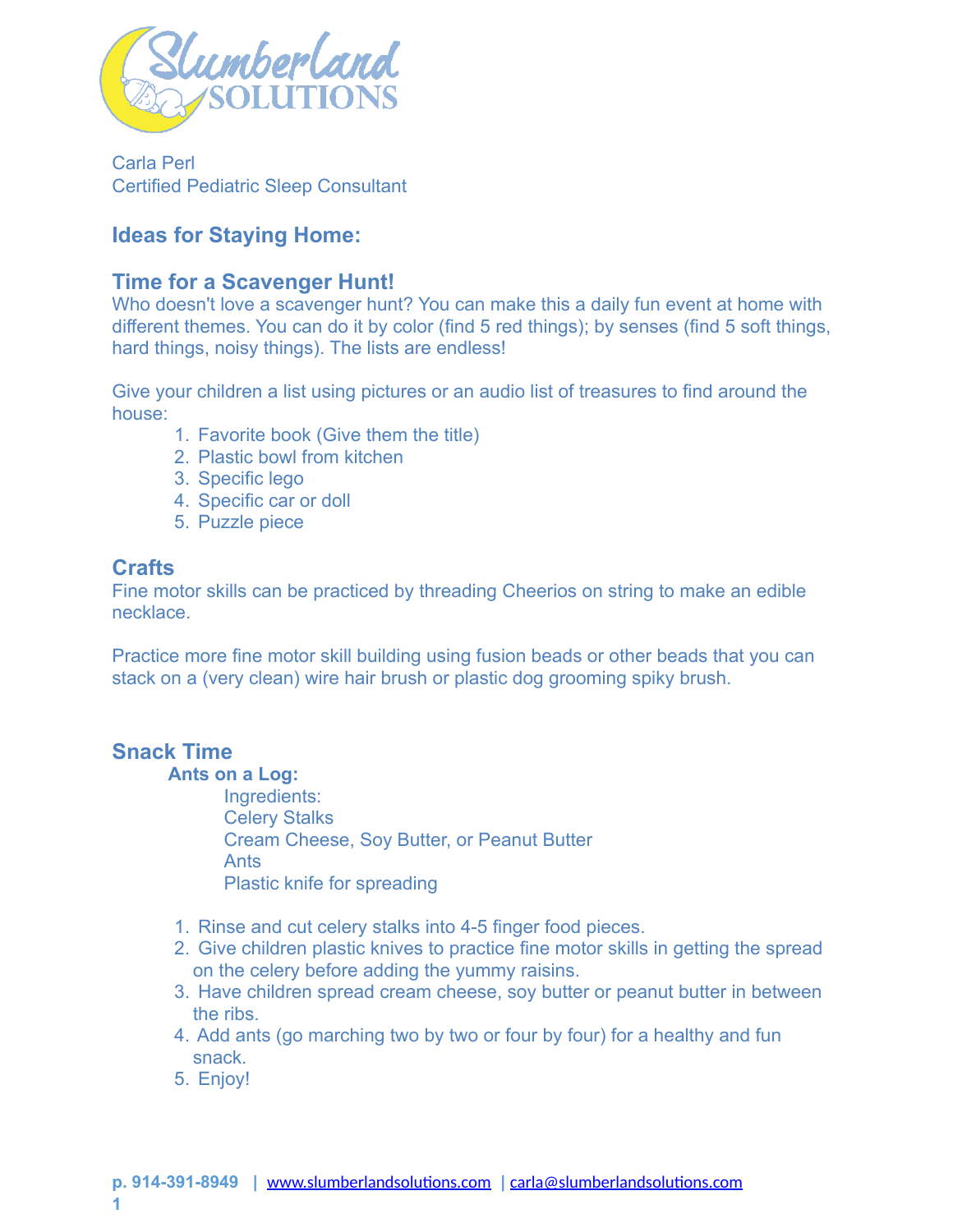Carla Perl
Certified Pediatric Sleep Consultant

## Ideas for Staying Home:

## Time for a Scavenger Hunt!

Who doesn't love a scavenger hunt? You can make this a daily fun event at home with different themes. You can do it by color (find 5 red things); by senses (find 5 soft things, hard things, noisy things). The lists are endless!

Give your children a list using pictures or an audio list of treasures to find around the house:

1. Favorite book (Give them the title)
2. Plastic bowl from kitchen
3. Specific lego
4. Specific car or doll
5. Puzzle piece

## Crafts

Fine motor skills can be practiced by threading Cheerios on string to make an edible necklace.

Practice more fine motor skill building using fusion beads or other beads that you can stack on a (very clean) wire hair brush or plastic dog grooming spiky brush.

## Snack Time

### Ants on a Log:

Ingredients:
Celery Stalks
Cream Cheese, Soy Butter, or Peanut Butter
Ants
Plastic knife for spreading

1. Rinse and cut celery stalks into 4-5 finger food pieces.
2. Give children plastic knives to practice fine motor skills in getting the spread on the celery before adding the yummy raisins.
3. Have children spread cream cheese, soy butter or peanut butter in between the ribs.
4. Add ants (go marching two by two or four by four) for a healthy and fun snack.
5. Enjoy!

**p. 914-391-8949** | [www.slumberlandsolutions.com](http://www.slumberlandsolutions.com) | [carla@slumberlandsolutions.com](mailto:carla@slumberlandsolutions.com)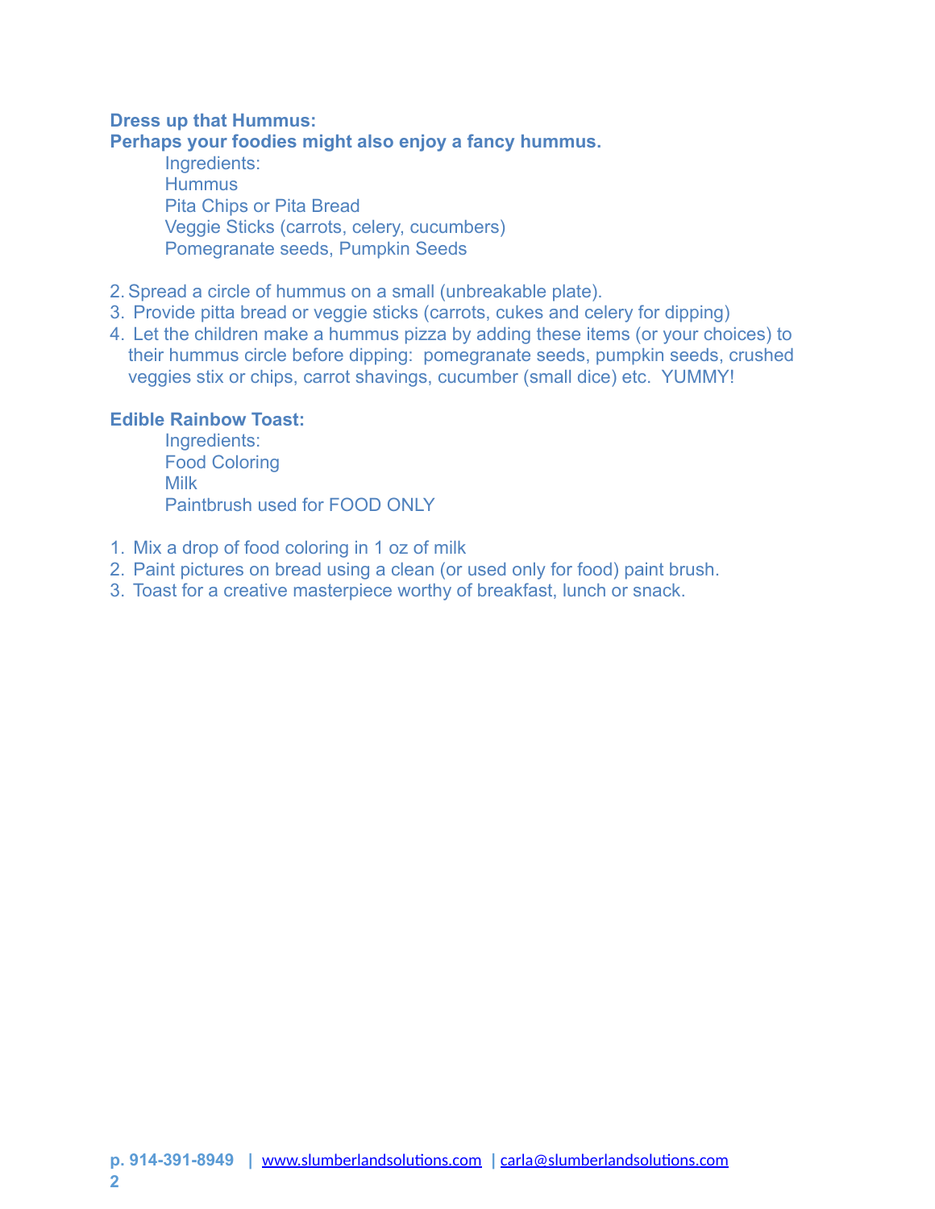**Dress up that Hummus:**
**Perhaps your foodies might also enjoy a fancy hummus.**

Ingredients:
Hummus
Pita Chips or Pita Bread
Veggie Sticks (carrots, celery, cucumbers)
Pomegranate seeds, Pumpkin Seeds

2. Spread a circle of hummus on a small (unbreakable plate).
3. Provide pitta bread or veggie sticks (carrots, cukes and celery for dipping)
4. Let the children make a hummus pizza by adding these items (or your choices) to their hummus circle before dipping: pomegranate seeds, pumpkin seeds, crushed veggies stix or chips, carrot shavings, cucumber (small dice) etc. YUMMY!

**Edible Rainbow Toast:**

Ingredients:
Food Coloring
Milk
Paintbrush used for FOOD ONLY

1. Mix a drop of food coloring in 1 oz of milk
2. Paint pictures on bread using a clean (or used only for food) paint brush.
3. Toast for a creative masterpiece worthy of breakfast, lunch or snack.

**p. 914-391-8949** | www.slumberlandsolutions.com | carla@slumberlandsolutions.com